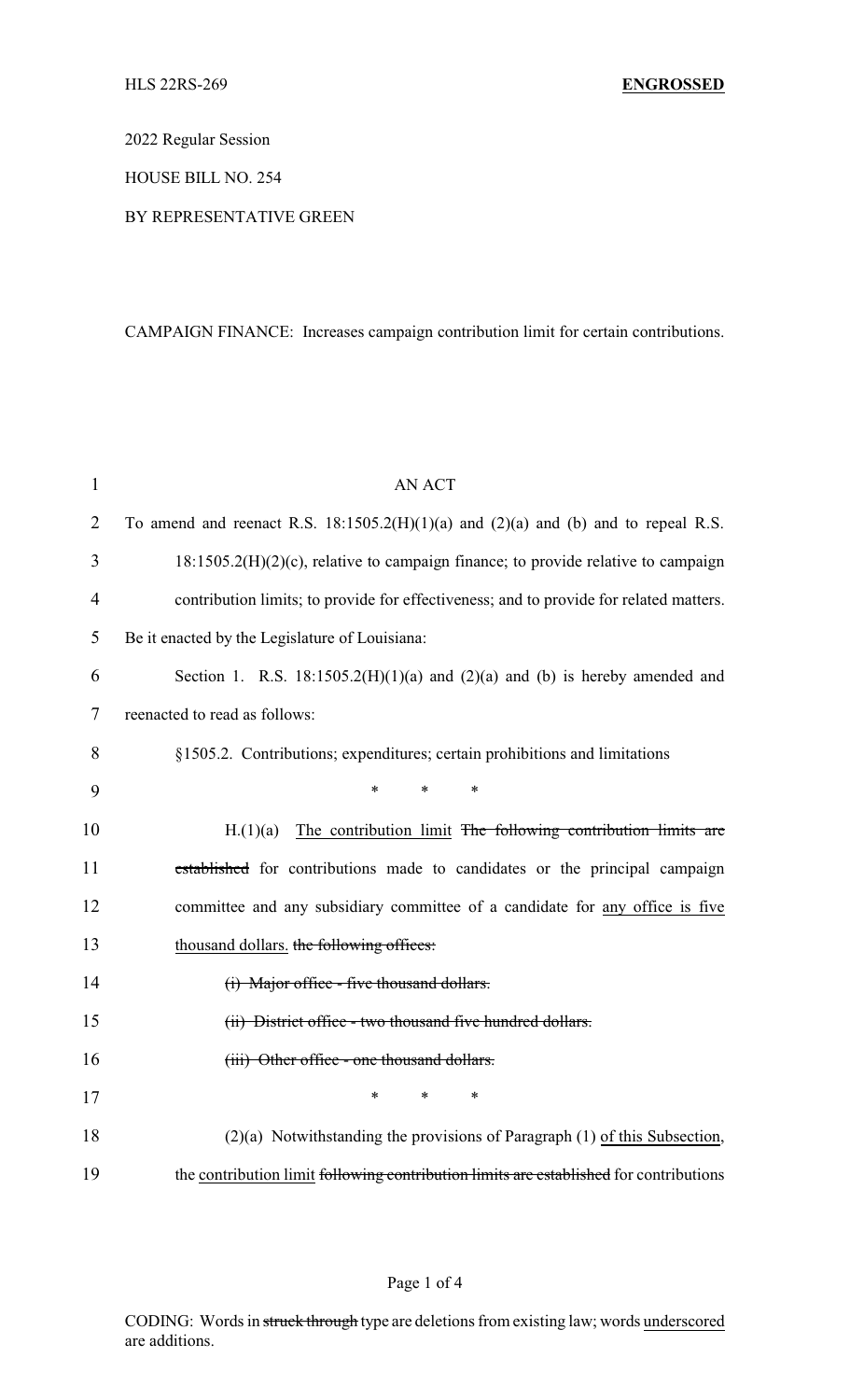HLS 22RS-269 **ENGROSSED**

2022 Regular Session

HOUSE BILL NO. 254

BY REPRESENTATIVE GREEN

CAMPAIGN FINANCE: Increases campaign contribution limit for certain contributions.

AN ACT

To amend and reenact R.S. 18:1505.2(H)(1)(a) and (2)(a) and (b) and to repeal R.S. 18:1505.2(H)(2)(c), relative to campaign finance; to provide relative to campaign contribution limits; to provide for effectiveness; and to provide for related matters.

Be it enacted by the Legislature of Louisiana:

Section 1. R.S. 18:1505.2(H)(1)(a) and (2)(a) and (b) is hereby amended and reenacted to read as follows:

§1505.2. Contributions; expenditures; certain prohibitions and limitations

\* \* \*

H.(1)(a) <u>The contribution limit</u> ~~The following contribution limits are established~~ for contributions made to candidates or the principal campaign committee and any subsidiary committee of a candidate for <u>any office is five thousand dollars.</u> ~~the following offices:~~

~~(i) Major office - five thousand dollars.~~

~~(ii) District office - two thousand five hundred dollars.~~

~~(iii) Other office - one thousand dollars.~~

\* \* \*

(2)(a) Notwithstanding the provisions of Paragraph (1) <u>of this Subsection</u>, the <u>contribution limit</u> ~~following contribution limits are established~~ for contributions

CODING: Words in ~~struck through~~ type are deletions from existing law; words <u>underscored</u> are additions.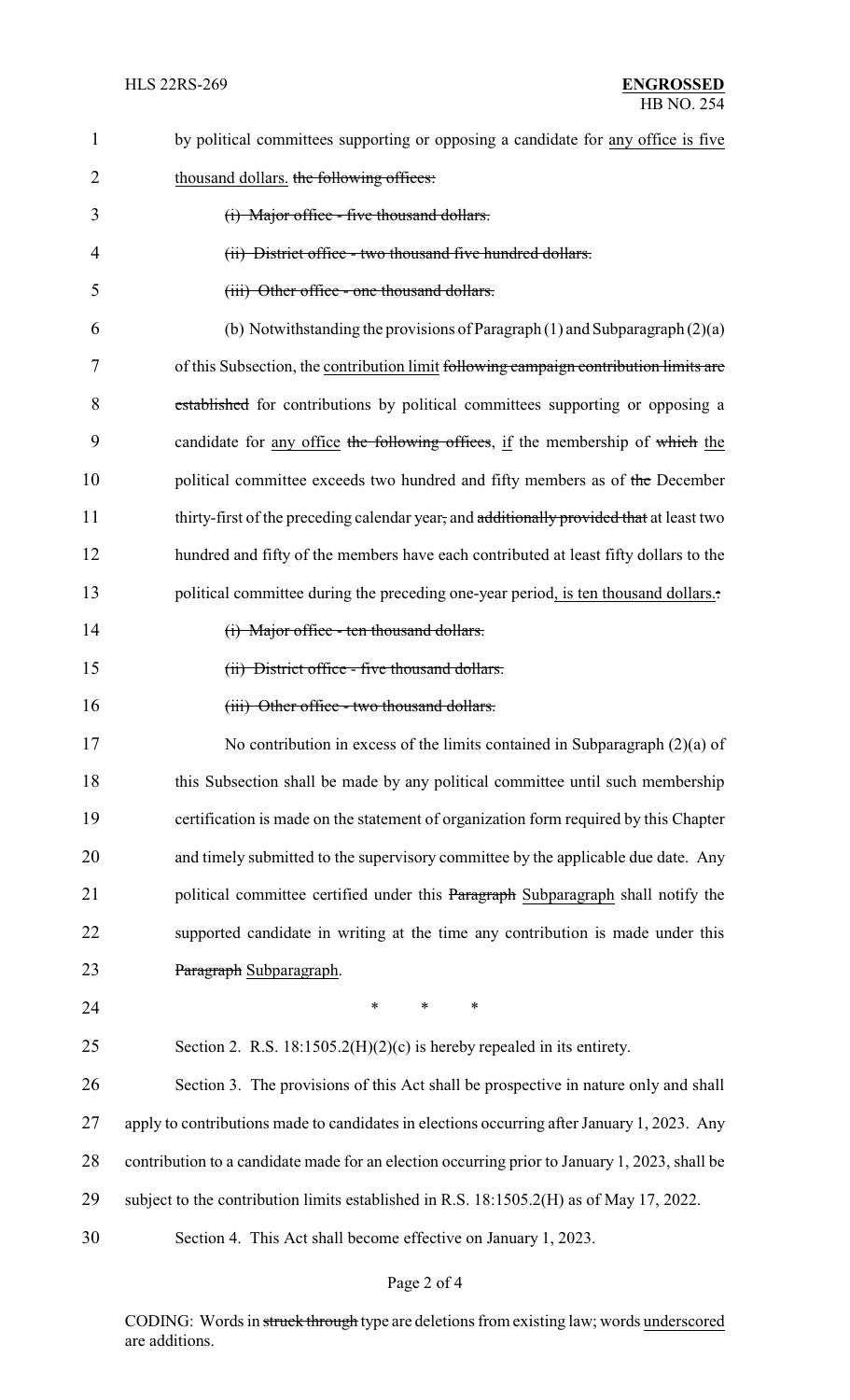by political committees supporting or opposing a candidate for any office is five thousand dollars. ~~the following offices:~~

~~(i) Major office - five thousand dollars.~~

~~(ii) District office - two thousand five hundred dollars.~~

~~(iii) Other office - one thousand dollars.~~

(b) Notwithstanding the provisions of Paragraph (1) and Subparagraph (2)(a) of this Subsection, the contribution limit ~~following campaign contribution limits are established~~ for contributions by political committees supporting or opposing a candidate for any office ~~the following offices~~, if the membership of ~~which~~ the political committee exceeds two hundred and fifty members as of ~~the~~ December thirty-first of the preceding calendar year~~,~~ and ~~additionally provided that~~ at least two hundred and fifty of the members have each contributed at least fifty dollars to the political committee during the preceding one-year period, is ten thousand dollars.~~:~~

~~(i) Major office - ten thousand dollars.~~

~~(ii) District office - five thousand dollars.~~

~~(iii) Other office - two thousand dollars.~~

No contribution in excess of the limits contained in Subparagraph (2)(a) of this Subsection shall be made by any political committee until such membership certification is made on the statement of organization form required by this Chapter and timely submitted to the supervisory committee by the applicable due date. Any political committee certified under this ~~Paragraph~~ Subparagraph shall notify the supported candidate in writing at the time any contribution is made under this ~~Paragraph~~ Subparagraph.

\* \* \*

Section 2. R.S. 18:1505.2(H)(2)(c) is hereby repealed in its entirety.

Section 3. The provisions of this Act shall be prospective in nature only and shall apply to contributions made to candidates in elections occurring after January 1, 2023. Any contribution to a candidate made for an election occurring prior to January 1, 2023, shall be subject to the contribution limits established in R.S. 18:1505.2(H) as of May 17, 2022.

Section 4. This Act shall become effective on January 1, 2023.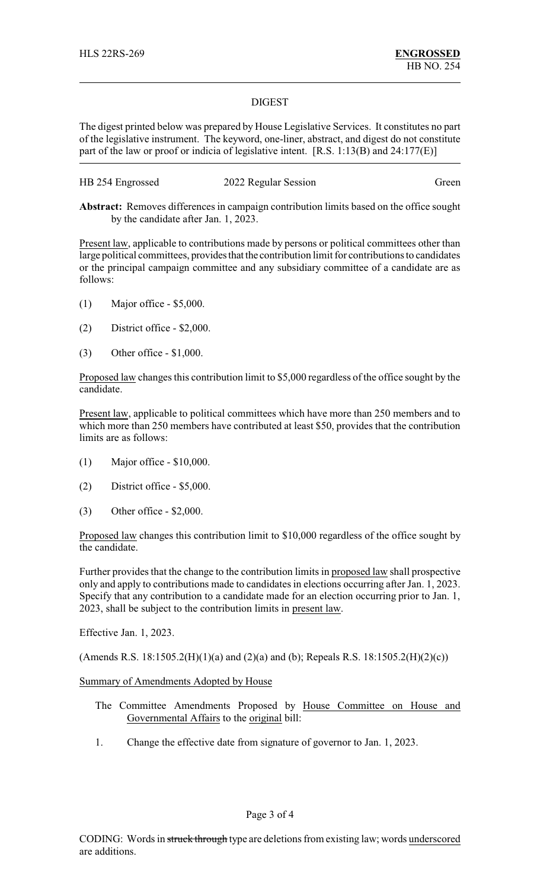HLS 22RS-269 **ENGROSSED**
HB NO. 254

DIGEST

The digest printed below was prepared by House Legislative Services. It constitutes no part of the legislative instrument. The keyword, one-liner, abstract, and digest do not constitute part of the law or proof or indicia of legislative intent. [R.S. 1:13(B) and 24:177(E)]

HB 254 Engrossed 2022 Regular Session Green

**Abstract:** Removes differences in campaign contribution limits based on the office sought by the candidate after Jan. 1, 2023.

Present law, applicable to contributions made by persons or political committees other than large political committees, provides that the contribution limit for contributions to candidates or the principal campaign committee and any subsidiary committee of a candidate are as follows:

(1) Major office - $5,000.

(2) District office - $2,000.

(3) Other office - $1,000.

Proposed law changes this contribution limit to $5,000 regardless of the office sought by the candidate.

Present law, applicable to political committees which have more than 250 members and to which more than 250 members have contributed at least $50, provides that the contribution limits are as follows:

(1) Major office - $10,000.

(2) District office - $5,000.

(3) Other office - $2,000.

Proposed law changes this contribution limit to $10,000 regardless of the office sought by the candidate.

Further provides that the change to the contribution limits in proposed law shall prospective only and apply to contributions made to candidates in elections occurring after Jan. 1, 2023. Specify that any contribution to a candidate made for an election occurring prior to Jan. 1, 2023, shall be subject to the contribution limits in present law.

Effective Jan. 1, 2023.

(Amends R.S. 18:1505.2(H)(1)(a) and (2)(a) and (b); Repeals R.S. 18:1505.2(H)(2)(c))

Summary of Amendments Adopted by House

The Committee Amendments Proposed by House Committee on House and Governmental Affairs to the original bill:

1. Change the effective date from signature of governor to Jan. 1, 2023.

CODING: Words in ~~struck through~~ type are deletions from existing law; words underscored are additions.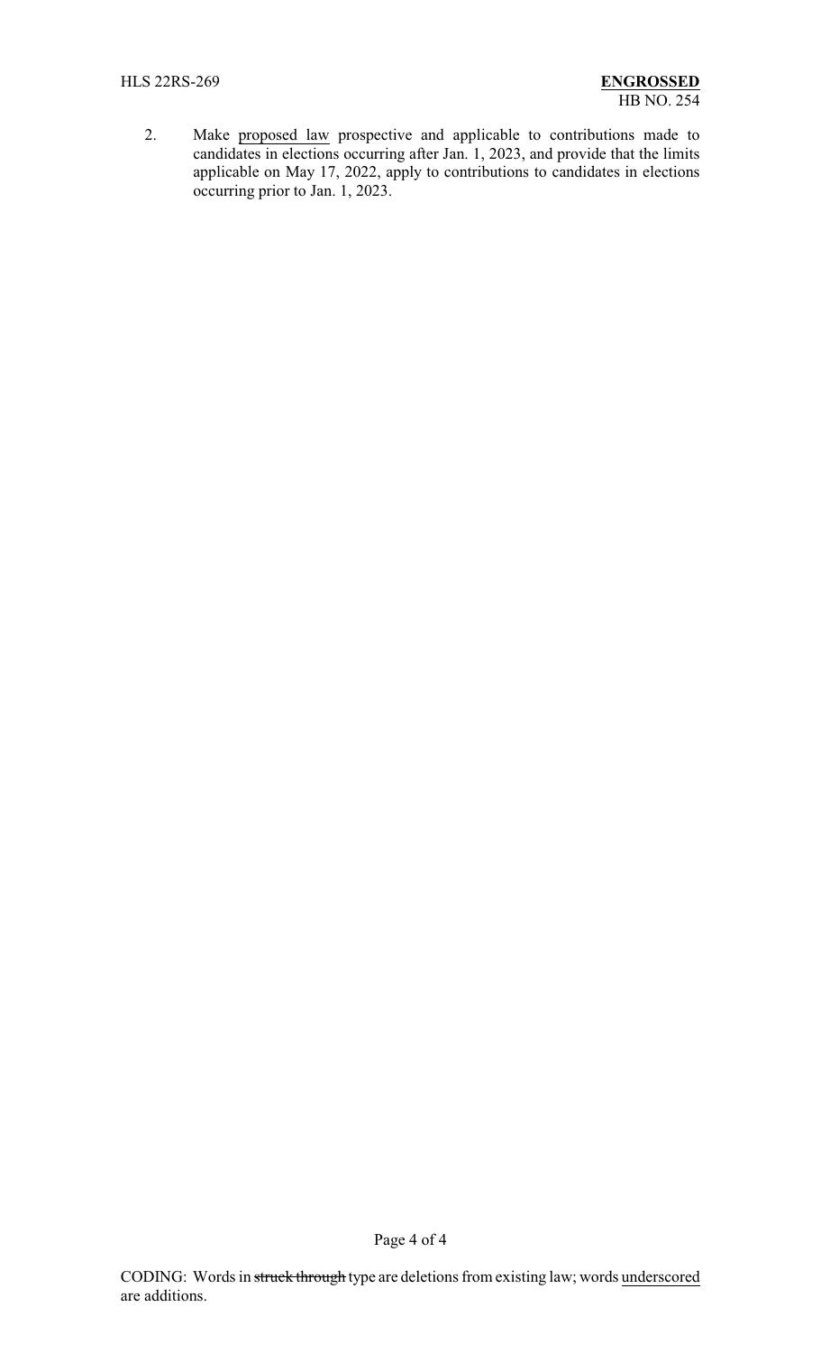2. Make proposed law prospective and applicable to contributions made to candidates in elections occurring after Jan. 1, 2023, and provide that the limits applicable on May 17, 2022, apply to contributions to candidates in elections occurring prior to Jan. 1, 2023.

CODING: Words in ~~struck through~~ type are deletions from existing law; words underscored are additions.